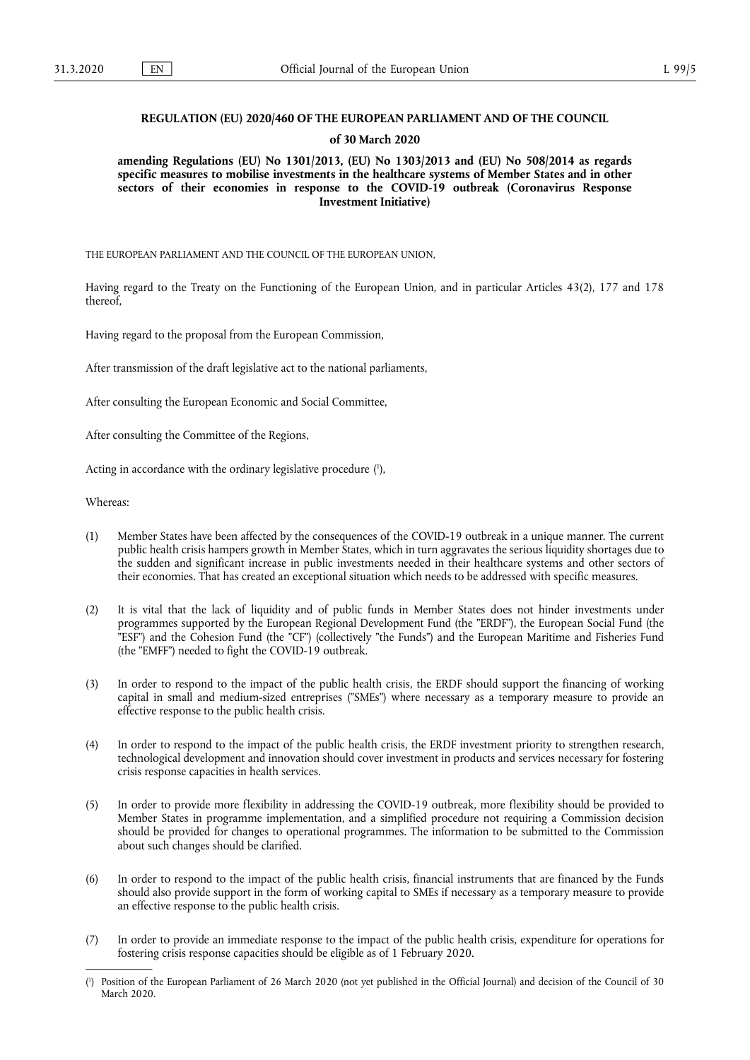**REGULATION (EU) 2020/460 OF THE EUROPEAN PARLIAMENT AND OF THE COUNCIL**

**of 30 March 2020**

**amending Regulations (EU) No 1301/2013, (EU) No 1303/2013 and (EU) No 508/2014 as regards specific measures to mobilise investments in the healthcare systems of Member States and in other sectors of their economies in response to the COVID-19 outbreak (Coronavirus Response Investment Initiative)**

THE EUROPEAN PARLIAMENT AND THE COUNCIL OF THE EUROPEAN UNION,

Having regard to the Treaty on the Functioning of the European Union, and in particular Articles 43(2), 177 and 178 thereof,

Having regard to the proposal from the European Commission,

After transmission of the draft legislative act to the national parliaments,

After consulting the European Economic and Social Committee,

After consulting the Committee of the Regions,

Acting in accordance with the ordinary legislative procedure ([1]),

Whereas:

(1) Member States have been affected by the consequences of the COVID-19 outbreak in a unique manner. The current public health crisis hampers growth in Member States, which in turn aggravates the serious liquidity shortages due to the sudden and significant increase in public investments needed in their healthcare systems and other sectors of their economies. That has created an exceptional situation which needs to be addressed with specific measures.

(2) It is vital that the lack of liquidity and of public funds in Member States does not hinder investments under programmes supported by the European Regional Development Fund (the "ERDF"), the European Social Fund (the "ESF") and the Cohesion Fund (the "CF") (collectively "the Funds") and the European Maritime and Fisheries Fund (the "EMFF") needed to fight the COVID-19 outbreak.

(3) In order to respond to the impact of the public health crisis, the ERDF should support the financing of working capital in small and medium-sized entreprises ("SMEs") where necessary as a temporary measure to provide an effective response to the public health crisis.

(4) In order to respond to the impact of the public health crisis, the ERDF investment priority to strengthen research, technological development and innovation should cover investment in products and services necessary for fostering crisis response capacities in health services.

(5) In order to provide more flexibility in addressing the COVID-19 outbreak, more flexibility should be provided to Member States in programme implementation, and a simplified procedure not requiring a Commission decision should be provided for changes to operational programmes. The information to be submitted to the Commission about such changes should be clarified.

(6) In order to respond to the impact of the public health crisis, financial instruments that are financed by the Funds should also provide support in the form of working capital to SMEs if necessary as a temporary measure to provide an effective response to the public health crisis.

(7) In order to provide an immediate response to the impact of the public health crisis, expenditure for operations for fostering crisis response capacities should be eligible as of 1 February 2020.

---

([1]) Position of the European Parliament of 26 March 2020 (not yet published in the Official Journal) and decision of the Council of 30 March 2020.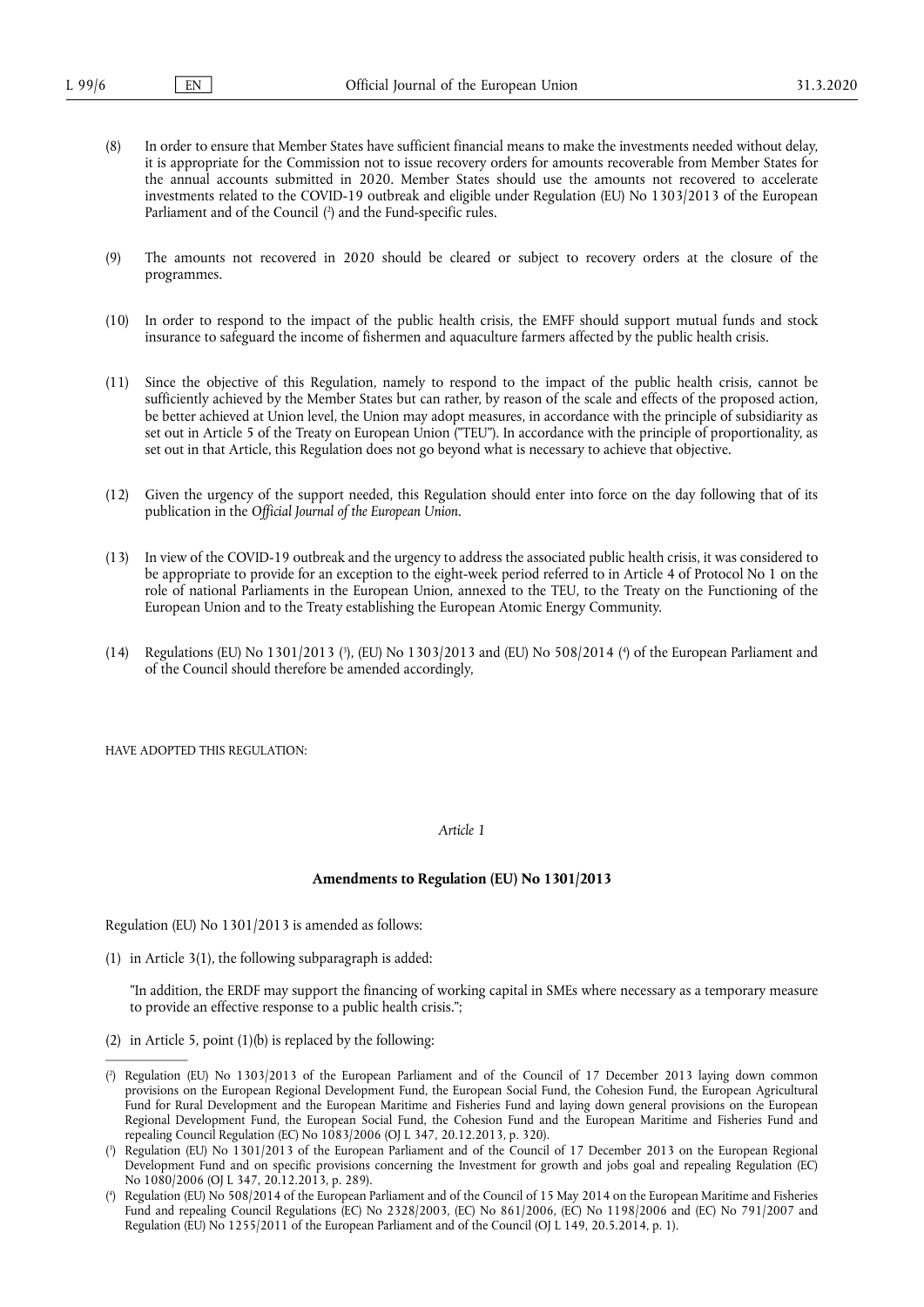(8) In order to ensure that Member States have sufficient financial means to make the investments needed without delay, it is appropriate for the Commission not to issue recovery orders for amounts recoverable from Member States for the annual accounts submitted in 2020. Member States should use the amounts not recovered to accelerate investments related to the COVID-19 outbreak and eligible under Regulation (EU) No 1303/2013 of the European Parliament and of the Council [2] and the Fund-specific rules.

(9) The amounts not recovered in 2020 should be cleared or subject to recovery orders at the closure of the programmes.

(10) In order to respond to the impact of the public health crisis, the EMFF should support mutual funds and stock insurance to safeguard the income of fishermen and aquaculture farmers affected by the public health crisis.

(11) Since the objective of this Regulation, namely to respond to the impact of the public health crisis, cannot be sufficiently achieved by the Member States but can rather, by reason of the scale and effects of the proposed action, be better achieved at Union level, the Union may adopt measures, in accordance with the principle of subsidiarity as set out in Article 5 of the Treaty on European Union ("TEU"). In accordance with the principle of proportionality, as set out in that Article, this Regulation does not go beyond what is necessary to achieve that objective.

(12) Given the urgency of the support needed, this Regulation should enter into force on the day following that of its publication in the *Official Journal of the European Union*.

(13) In view of the COVID-19 outbreak and the urgency to address the associated public health crisis, it was considered to be appropriate to provide for an exception to the eight-week period referred to in Article 4 of Protocol No 1 on the role of national Parliaments in the European Union, annexed to the TEU, to the Treaty on the Functioning of the European Union and to the Treaty establishing the European Atomic Energy Community.

(14) Regulations (EU) No 1301/2013 [3], (EU) No 1303/2013 and (EU) No 508/2014 [4] of the European Parliament and of the Council should therefore be amended accordingly,

HAVE ADOPTED THIS REGULATION:

*Article 1*

**Amendments to Regulation (EU) No 1301/2013**

Regulation (EU) No 1301/2013 is amended as follows:

(1) in Article 3(1), the following subparagraph is added:

"In addition, the ERDF may support the financing of working capital in SMEs where necessary as a temporary measure to provide an effective response to a public health crisis.";

(2) in Article 5, point (1)(b) is replaced by the following:

---

[2] Regulation (EU) No 1303/2013 of the European Parliament and of the Council of 17 December 2013 laying down common provisions on the European Regional Development Fund, the European Social Fund, the Cohesion Fund, the European Agricultural Fund for Rural Development and the European Maritime and Fisheries Fund and laying down general provisions on the European Regional Development Fund, the European Social Fund, the Cohesion Fund and the European Maritime and Fisheries Fund and repealing Council Regulation (EC) No 1083/2006 (OJ L 347, 20.12.2013, p. 320).

[3] Regulation (EU) No 1301/2013 of the European Parliament and of the Council of 17 December 2013 on the European Regional Development Fund and on specific provisions concerning the Investment for growth and jobs goal and repealing Regulation (EC) No 1080/2006 (OJ L 347, 20.12.2013, p. 289).

[4] Regulation (EU) No 508/2014 of the European Parliament and of the Council of 15 May 2014 on the European Maritime and Fisheries Fund and repealing Council Regulations (EC) No 2328/2003, (EC) No 861/2006, (EC) No 1198/2006 and (EC) No 791/2007 and Regulation (EU) No 1255/2011 of the European Parliament and of the Council (OJ L 149, 20.5.2014, p. 1).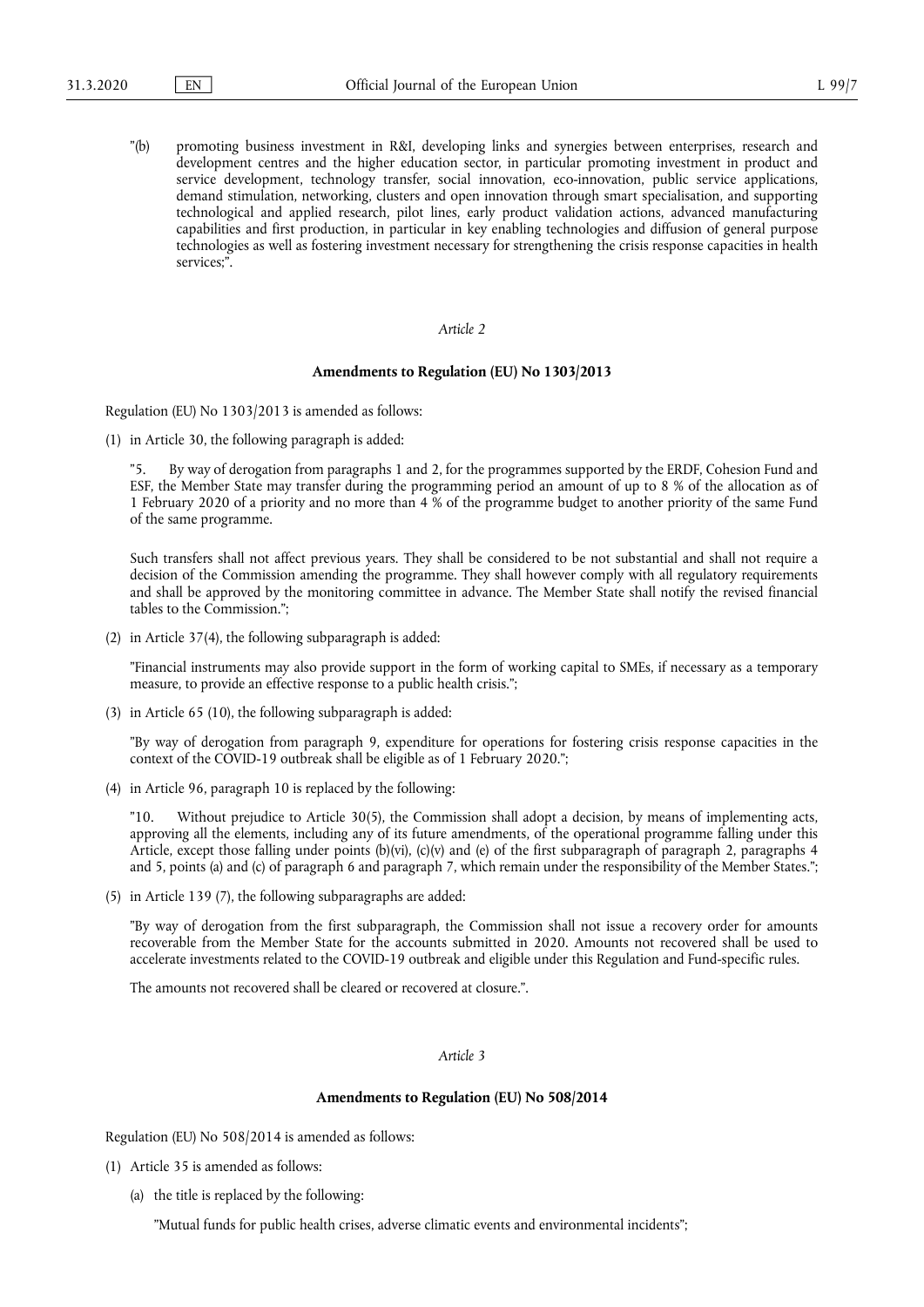"(b) promoting business investment in R&I, developing links and synergies between enterprises, research and development centres and the higher education sector, in particular promoting investment in product and service development, technology transfer, social innovation, eco-innovation, public service applications, demand stimulation, networking, clusters and open innovation through smart specialisation, and supporting technological and applied research, pilot lines, early product validation actions, advanced manufacturing capabilities and first production, in particular in key enabling technologies and diffusion of general purpose technologies as well as fostering investment necessary for strengthening the crisis response capacities in health services;".

*Article 2*

**Amendments to Regulation (EU) No 1303/2013**

Regulation (EU) No 1303/2013 is amended as follows:

(1) in Article 30, the following paragraph is added:

"5. By way of derogation from paragraphs 1 and 2, for the programmes supported by the ERDF, Cohesion Fund and ESF, the Member State may transfer during the programming period an amount of up to 8 % of the allocation as of 1 February 2020 of a priority and no more than 4 % of the programme budget to another priority of the same Fund of the same programme.

Such transfers shall not affect previous years. They shall be considered to be not substantial and shall not require a decision of the Commission amending the programme. They shall however comply with all regulatory requirements and shall be approved by the monitoring committee in advance. The Member State shall notify the revised financial tables to the Commission.";

(2) in Article 37(4), the following subparagraph is added:

"Financial instruments may also provide support in the form of working capital to SMEs, if necessary as a temporary measure, to provide an effective response to a public health crisis.";

(3) in Article 65 (10), the following subparagraph is added:

"By way of derogation from paragraph 9, expenditure for operations for fostering crisis response capacities in the context of the COVID-19 outbreak shall be eligible as of 1 February 2020.";

(4) in Article 96, paragraph 10 is replaced by the following:

"10. Without prejudice to Article 30(5), the Commission shall adopt a decision, by means of implementing acts, approving all the elements, including any of its future amendments, of the operational programme falling under this Article, except those falling under points (b)(vi), (c)(v) and (e) of the first subparagraph of paragraph 2, paragraphs 4 and 5, points (a) and (c) of paragraph 6 and paragraph 7, which remain under the responsibility of the Member States.";

(5) in Article 139 (7), the following subparagraphs are added:

"By way of derogation from the first subparagraph, the Commission shall not issue a recovery order for amounts recoverable from the Member State for the accounts submitted in 2020. Amounts not recovered shall be used to accelerate investments related to the COVID-19 outbreak and eligible under this Regulation and Fund-specific rules.

The amounts not recovered shall be cleared or recovered at closure.".

*Article 3*

**Amendments to Regulation (EU) No 508/2014**

Regulation (EU) No 508/2014 is amended as follows:

(1) Article 35 is amended as follows:

(a) the title is replaced by the following:

"Mutual funds for public health crises, adverse climatic events and environmental incidents";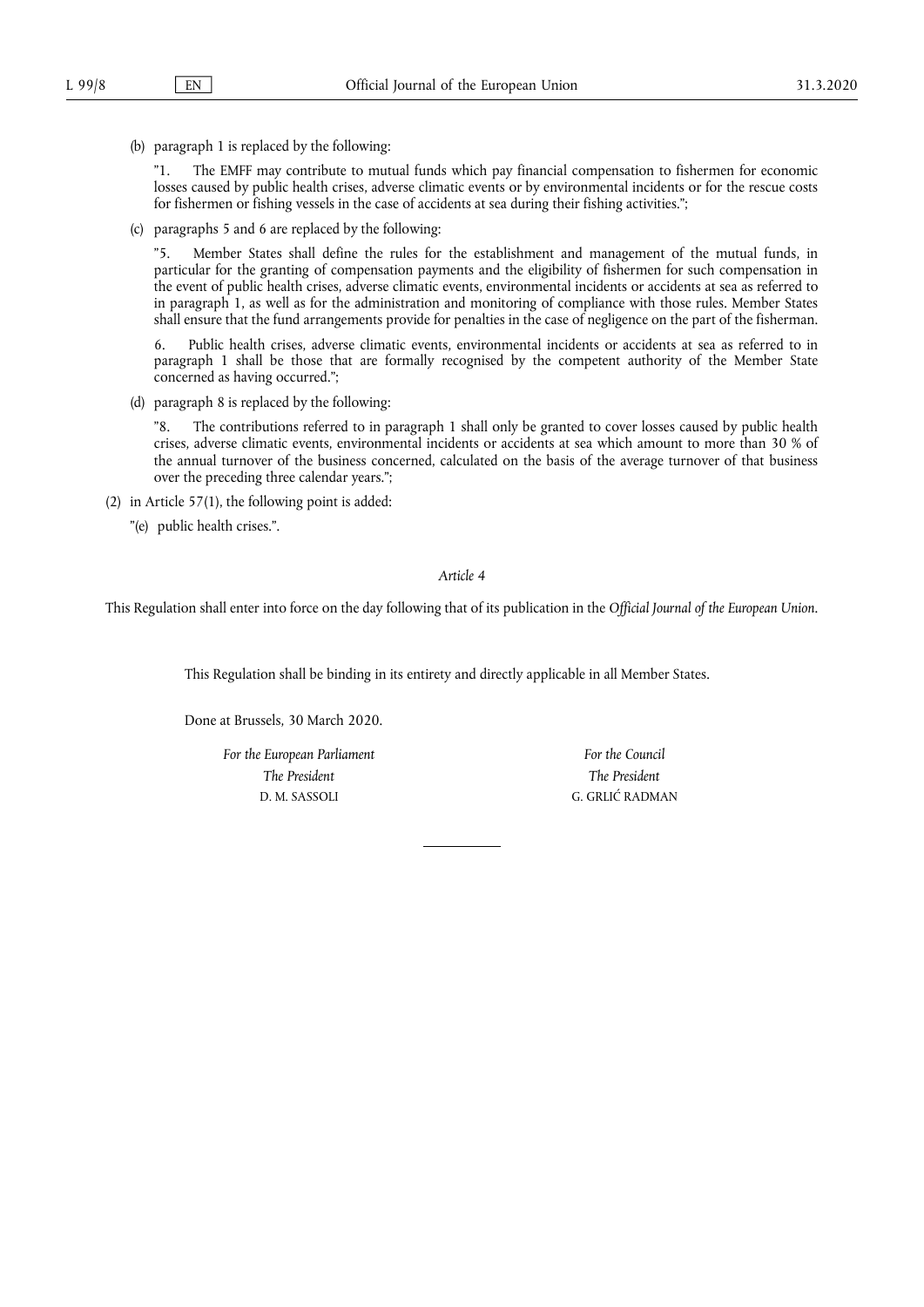(b) paragraph 1 is replaced by the following:

"1. The EMFF may contribute to mutual funds which pay financial compensation to fishermen for economic losses caused by public health crises, adverse climatic events or by environmental incidents or for the rescue costs for fishermen or fishing vessels in the case of accidents at sea during their fishing activities.";

(c) paragraphs 5 and 6 are replaced by the following:

"5. Member States shall define the rules for the establishment and management of the mutual funds, in particular for the granting of compensation payments and the eligibility of fishermen for such compensation in the event of public health crises, adverse climatic events, environmental incidents or accidents at sea as referred to in paragraph 1, as well as for the administration and monitoring of compliance with those rules. Member States shall ensure that the fund arrangements provide for penalties in the case of negligence on the part of the fisherman.

6. Public health crises, adverse climatic events, environmental incidents or accidents at sea as referred to in paragraph 1 shall be those that are formally recognised by the competent authority of the Member State concerned as having occurred.";

(d) paragraph 8 is replaced by the following:

"8. The contributions referred to in paragraph 1 shall only be granted to cover losses caused by public health crises, adverse climatic events, environmental incidents or accidents at sea which amount to more than 30 % of the annual turnover of the business concerned, calculated on the basis of the average turnover of that business over the preceding three calendar years.";

(2) in Article 57(1), the following point is added:

"(e) public health crises.".

*Article 4*

This Regulation shall enter into force on the day following that of its publication in the *Official Journal of the European Union*.

This Regulation shall be binding in its entirety and directly applicable in all Member States.

Done at Brussels, 30 March 2020.

*For the European Parliament*
*The President*
D. M. SASSOLI

*For the Council*
*The President*
G. GRLIĆ RADMAN